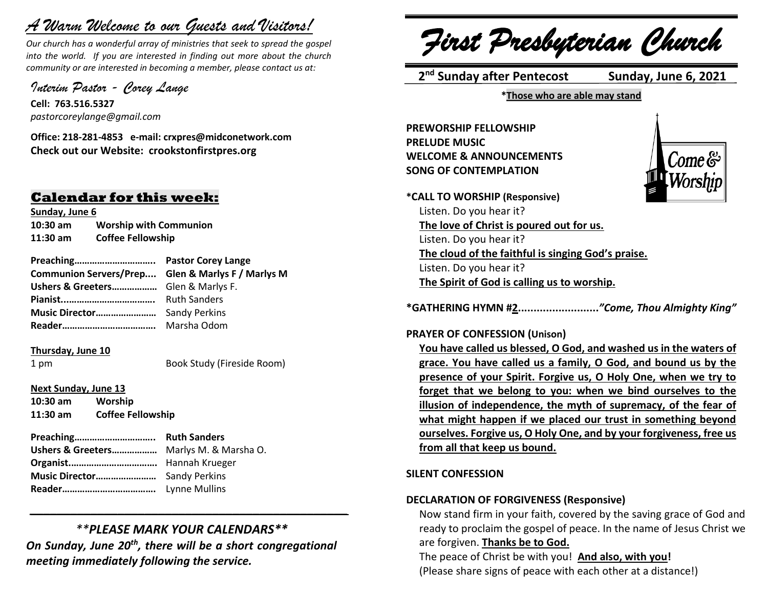# *A Warm Welcome to our Guests and Visitors!*

*Our church has a wonderful array of ministries that seek to spread the gospel into the world. If you are interested in finding out more about the church community or are interested in becoming a member, please contact us at:*

*Interim Pastor - Corey Lange*

**Cell: 763.516.5327**
*pastorcoreylange@gmail.com*

**Office: 218-281-4853 e-mail: crxpres@midconetwork.com**
**Check out our Website: crookstonfirstpres.org**

## Calendar for this week:

**Sunday, June 6**

**10:30 am** **Worship with Communion**
**11:30 am** **Coffee Fellowship**

**Preaching…………………………..** **Pastor Corey Lange**
**Communion Servers/Prep....** **Glen & Marlys F / Marlys M**
**Ushers & Greeters………………** Glen & Marlys F.
**Pianist....................................** Ruth Sanders
**Music Director……………………** Sandy Perkins
**Reader……………………………….** Marsha Odom

**Thursday, June 10**

1 pm Book Study (Fireside Room)

**Next Sunday, June 13**

**10:30 am** **Worship**
**11:30 am** **Coffee Fellowship**

**Preaching…………………………..** **Ruth Sanders**
**Ushers & Greeters………………** Marlys M. & Marsha O.
**Organist…………………………….** Hannah Krueger
**Music Director……………………** Sandy Perkins
**Reader……………………………….** Lynne Mullins

---

***\*\*PLEASE MARK YOUR CALENDARS\*\****
***On Sunday, June 20th, there will be a short congregational meeting immediately following the service.***

# *First Presbyterian Church*

**2nd Sunday after Pentecost** **Sunday, June 6, 2021**

**\*Those who are able may stand**

**PREWORSHIP FELLOWSHIP**
**PRELUDE MUSIC**
**WELCOME & ANNOUNCEMENTS**
**SONG OF CONTEMPLATION**

Come & Worship

**\*CALL TO WORSHIP (Responsive)**

Listen. Do you hear it?
**The love of Christ is poured out for us.**
Listen. Do you hear it?
**The cloud of the faithful is singing God's praise.**
Listen. Do you hear it?
**The Spirit of God is calling us to worship.**

**\*GATHERING HYMN #2..........................*"Come, Thou Almighty King"***

**PRAYER OF CONFESSION (Unison)**

**You have called us blessed, O God, and washed us in the waters of grace. You have called us a family, O God, and bound us by the presence of your Spirit. Forgive us, O Holy One, when we try to forget that we belong to you: when we bind ourselves to the illusion of independence, the myth of supremacy, of the fear of what might happen if we placed our trust in something beyond ourselves. Forgive us, O Holy One, and by your forgiveness, free us from all that keep us bound.**

**SILENT CONFESSION**

**DECLARATION OF FORGIVENESS (Responsive)**

Now stand firm in your faith, covered by the saving grace of God and ready to proclaim the gospel of peace. In the name of Jesus Christ we are forgiven. **Thanks be to God.**
The peace of Christ be with you! **And also, with you!**
(Please share signs of peace with each other at a distance!)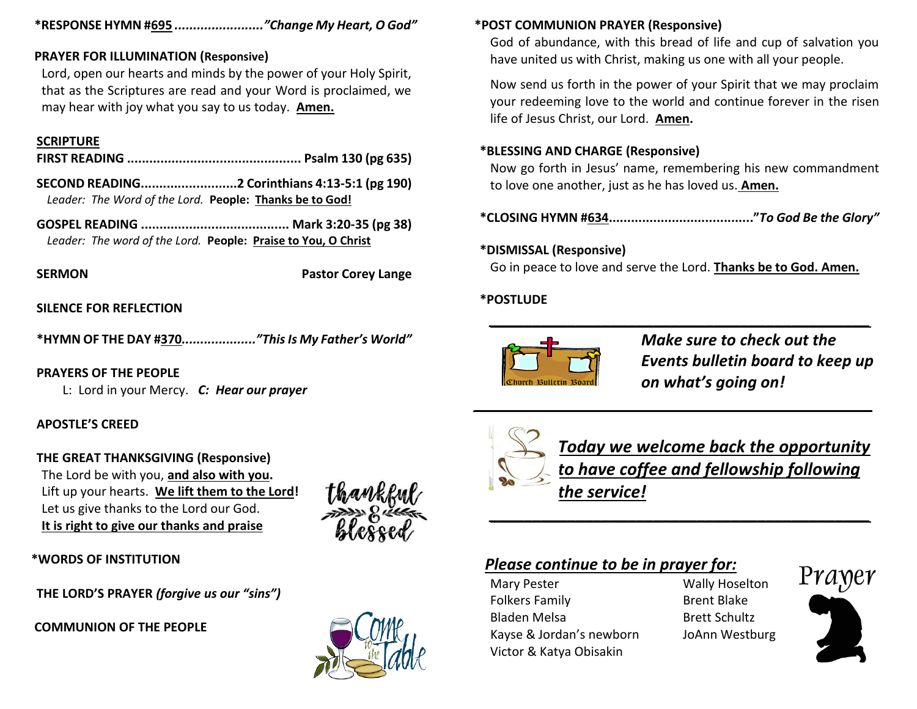**\*RESPONSE HYMN #<u>695</u>** ........................***"Change My Heart, O God"***

**PRAYER FOR ILLUMINATION (Responsive)**

Lord, open our hearts and minds by the power of your Holy Spirit, that as the Scriptures are read and your Word is proclaimed, we may hear with joy what you say to us today. **<u>Amen.</u>**

**<u>SCRIPTURE</u>**

**FIRST READING ............................................... Psalm 130 (pg 635)**

**SECOND READING..........................2 Corinthians 4:13-5:1 (pg 190)**

*Leader: The Word of the Lord.* **People: <u>Thanks be to God!</u>**

**GOSPEL READING ........................................ Mark 3:20-35 (pg 38)**

*Leader: The word of the Lord.* **People: <u>Praise to You, O Christ</u>**

**SERMON** **Pastor Corey Lange**

**SILENCE FOR REFLECTION**

**\*HYMN OF THE DAY #<u>370</u>**...................***"This Is My Father's World"***

**PRAYERS OF THE PEOPLE**

L: Lord in your Mercy. ***C: Hear our prayer***

**APOSTLE'S CREED**

**THE GREAT THANKSGIVING (Responsive)**

The Lord be with you, **<u>and also with you</u>.**

Lift up your hearts. **<u>We lift them to the Lord</u>!**

Let us give thanks to the Lord our God.

**<u>It is right to give our thanks and praise</u>**

**\*WORDS OF INSTITUTION**

**THE LORD'S PRAYER** ***(forgive us our "sins")***

**COMMUNION OF THE PEOPLE**

**\*POST COMMUNION PRAYER (Responsive)**

God of abundance, with this bread of life and cup of salvation you have united us with Christ, making us one with all your people.

Now send us forth in the power of your Spirit that we may proclaim your redeeming love to the world and continue forever in the risen life of Jesus Christ, our Lord. **<u>Amen</u>.**

**\*BLESSING AND CHARGE (Responsive)**

Now go forth in Jesus' name, remembering his new commandment to love one another, just as he has loved us. **<u>Amen.</u>**

**\*CLOSING HYMN #<u>634</u>**......................................***"To God Be the Glory"***

**\*DISMISSAL (Responsive)**

Go in peace to love and serve the Lord. **<u>Thanks be to God. Amen.</u>**

**\*POSTLUDE**

---

***Make sure to check out the Events bulletin board to keep up on what's going on!***

---

***<u>Today we welcome back the opportunity to have coffee and fellowship following the service!</u>***

---

***<u>Please continue to be in prayer for:</u>***

- Mary Pester
- Folkers Family
- Bladen Melsa
- Kayse & Jordan's newborn
- Victor & Katya Obisakin
- Wally Hoselton
- Brent Blake
- Brett Schultz
- JoAnn Westburg